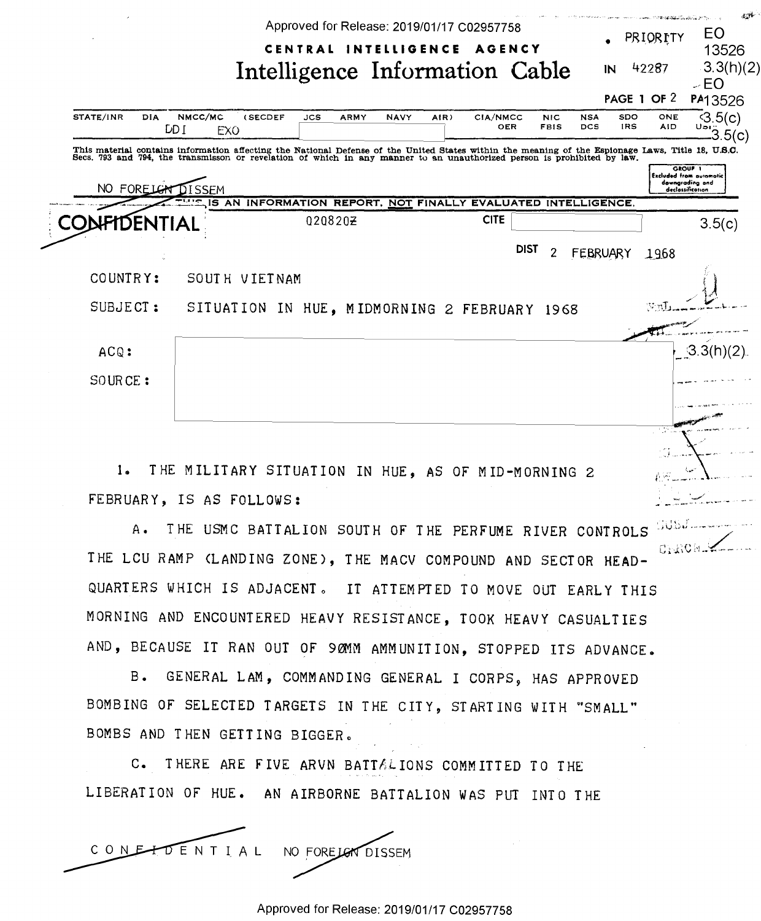CENTRAL INTELLIGENCE AGENCY

# Intelligence Information Cable

PRIORITY

IN 42287

EO 13526 3.3(h)(2)

EO 13526 3.5(c)

| STATE/INR | DIA | NMCC/MC | (SECDEF | JCS | ARMY | NAVY | AIR) | CIA/NMCC | NIC | NSA | SDO | ONE |
|---|---|---|---|---|---|---|---|---|---|---|---|---|
| | | DDI | EXO | | | | | OER | FBIS | DCS | IRS | AID |

This material contains information affecting the National Defense of the United States within the meaning of the Espionage Laws, Title 18, U.S.C. Secs. 793 and 794, the transmission or revelation of which in any manner to an unauthorized person is prohibited by law.

GROUP 1 Excluded from automatic downgrading and declassification

NO FOREIGN DISSEM

THIS IS AN INFORMATION REPORT, NOT FINALLY EVALUATED INTELLIGENCE.

CONFIDENTIAL 020820Z CITE 3.5(c)

DIST 2 FEBRUARY 1968

COUNTRY: SOUTH VIETNAM

SUBJECT: SITUATION IN HUE, MIDMORNING 2 FEBRUARY 1968

ACQ: 3.3(h)(2)

SOURCE:

1. THE MILITARY SITUATION IN HUE, AS OF MID-MORNING 2 FEBRUARY, IS AS FOLLOWS:

A. THE USMC BATTALION SOUTH OF THE PERFUME RIVER CONTROLS THE LCU RAMP (LANDING ZONE), THE MACV COMPOUND AND SECTOR HEADQUARTERS WHICH IS ADJACENT. IT ATTEMPTED TO MOVE OUT EARLY THIS MORNING AND ENCOUNTERED HEAVY RESISTANCE, TOOK HEAVY CASUALTIES AND, BECAUSE IT RAN OUT OF 90MM AMMUNITION, STOPPED ITS ADVANCE.

B. GENERAL LAM, COMMANDING GENERAL I CORPS, HAS APPROVED BOMBING OF SELECTED TARGETS IN THE CITY, STARTING WITH "SMALL" BOMBS AND THEN GETTING BIGGER.

C. THERE ARE FIVE ARVN BATTALIONS COMMITTED TO THE LIBERATION OF HUE. AN AIRBORNE BATTALION WAS PUT INTO THE

CONFIDENTIAL NO FOREIGN DISSEM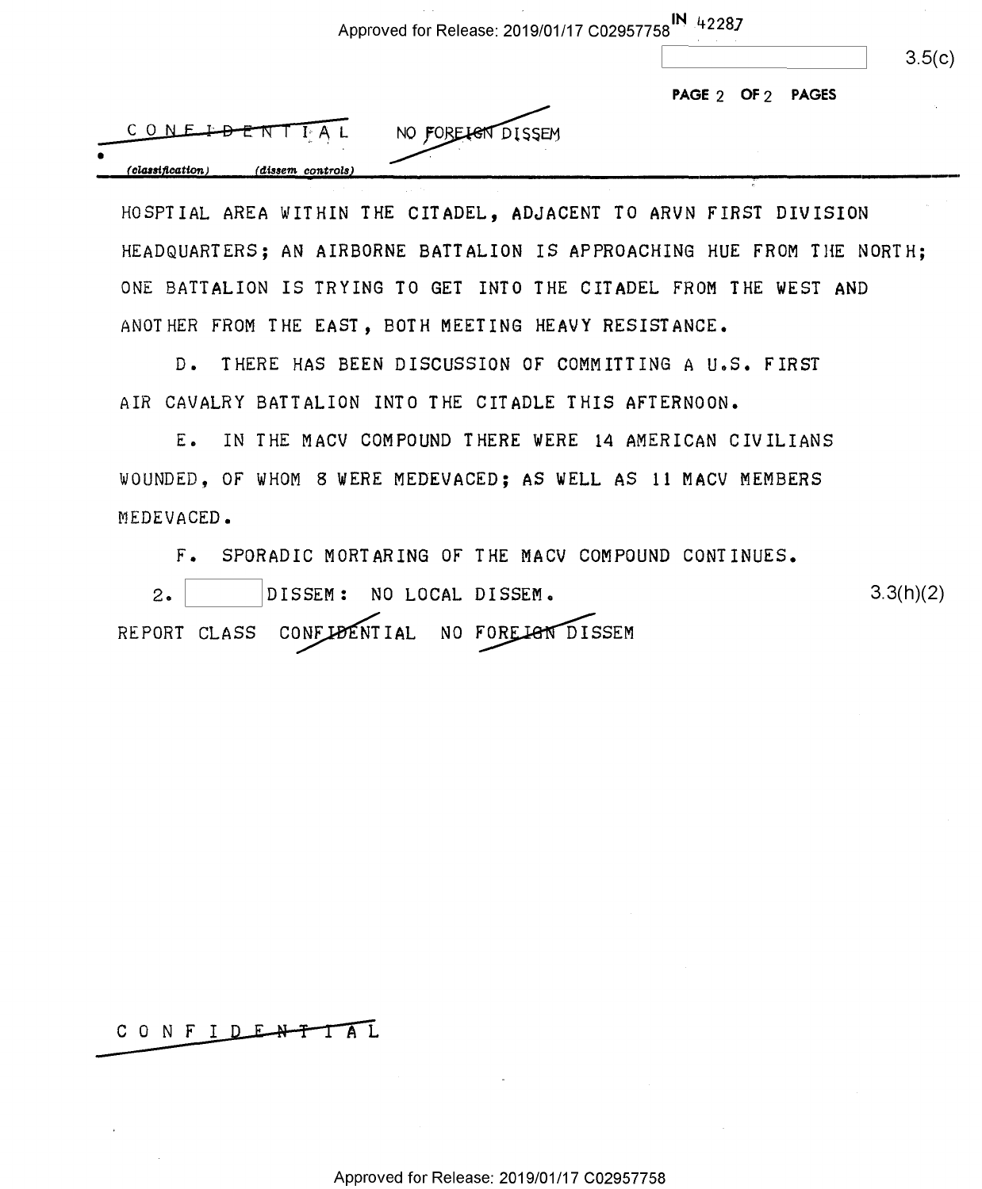CONFIDENTIAL NO FOREIGN DISSEM

HOSPTIAL AREA WITHIN THE CITADEL, ADJACENT TO ARVN FIRST DIVISION HEADQUARTERS; AN AIRBORNE BATTALION IS APPROACHING HUE FROM THE NORTH; ONE BATTALION IS TRYING TO GET INTO THE CITADEL FROM THE WEST AND ANOTHER FROM THE EAST, BOTH MEETING HEAVY RESISTANCE.

D. THERE HAS BEEN DISCUSSION OF COMMITTING A U.S. FIRST AIR CAVALRY BATTALION INTO THE CITADLE THIS AFTERNOON.

E. IN THE MACV COMPOUND THERE WERE 14 AMERICAN CIVILIANS WOUNDED, OF WHOM 8 WERE MEDEVACED; AS WELL AS 11 MACV MEMBERS MEDEVACED.

F. SPORADIC MORTARING OF THE MACV COMPOUND CONTINUES.

2. [ ] DISSEM: NO LOCAL DISSEM. 3.3(h)(2)

REPORT CLASS CONFIDENTIAL NO FOREIGN DISSEM

CONFIDENTIAL